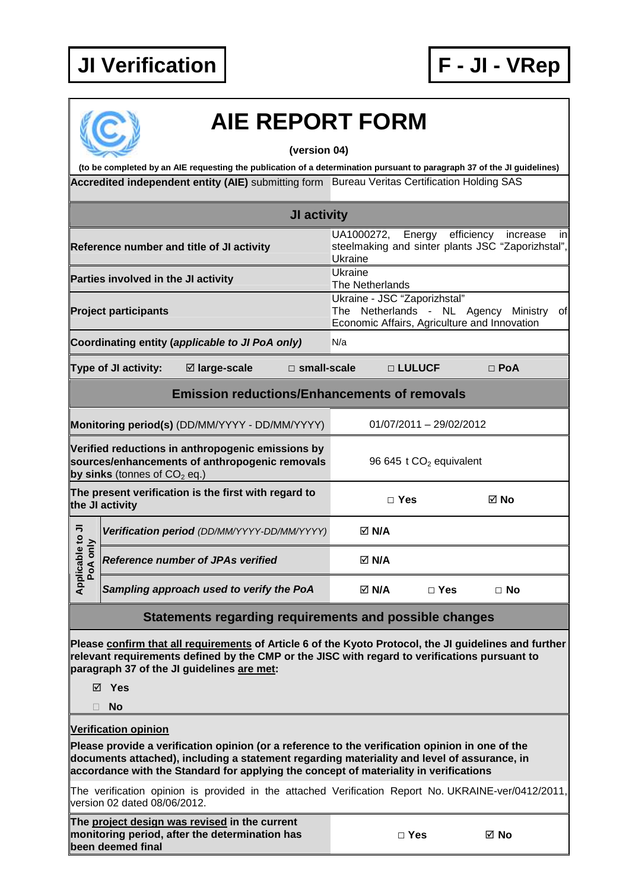**JI Verification** | **F - JI - VRep**

# AIE REPORT FORM

**(version 04)**

**(to be completed by an AIE requesting the publication of a determination pursuant to paragraph 37 of the JI guidelines)**

| **Accredited independent entity (AIE)** submitting form | Bureau Veritas Certification Holding SAS |
|---|---|

| **JI activity** | |
|---|---|
| **Reference number and title of JI activity** | UA1000272, Energy efficiency increase in steelmaking and sinter plants JSC "Zaporizhstal", Ukraine |
| **Parties involved in the JI activity** | Ukraine<br>The Netherlands |
| **Project participants** | Ukraine - JSC "Zaporizhstal"<br>The Netherlands - NL Agency Ministry of Economic Affairs, Agriculture and Innovation |
| **Coordinating entity (*applicable to JI PoA only*)** | N/a |
| **Type of JI activity:** ☑ **large-scale** □ **small-scale** | □ **LULUCF** □ **PoA** |

| **Emission reductions/Enhancements of removals** | |
|---|---|
| **Monitoring period(s)** (DD/MM/YYYY - DD/MM/YYYY) | 01/07/2011 – 29/02/2012 |
| **Verified reductions in anthropogenic emissions by sources/enhancements of anthropogenic removals by sinks** (tonnes of $CO_2$ eq.) | 96 645 t $CO_2$ equivalent |
| **The present verification is the first with regard to the JI activity** | □ **Yes** ☑ **No** |
| *Applicable to JI PoA only:* ***Verification period*** *(DD/MM/YYYY-DD/MM/YYYY)* | ☑ **N/A** |
| *Applicable to JI PoA only:* ***Reference number of JPAs verified*** | ☑ **N/A** |
| *Applicable to JI PoA only:* ***Sampling approach used to verify the PoA*** | ☑ **N/A** □ **Yes** □ **No** |

## Statements regarding requirements and possible changes

**Please confirm that all requirements of Article 6 of the Kyoto Protocol, the JI guidelines and further relevant requirements defined by the CMP or the JISC with regard to verifications pursuant to paragraph 37 of the JI guidelines are met:**

☑ **Yes**

□ **No**

**Verification opinion**

**Please provide a verification opinion (or a reference to the verification opinion in one of the documents attached), including a statement regarding materiality and level of assurance, in accordance with the Standard for applying the concept of materiality in verifications**

The verification opinion is provided in the attached Verification Report No. UKRAINE-ver/0412/2011, version 02 dated 08/06/2012.

| **The project design was revised in the current monitoring period, after the determination has been deemed final** | □ **Yes** ☑ **No** |
|---|---|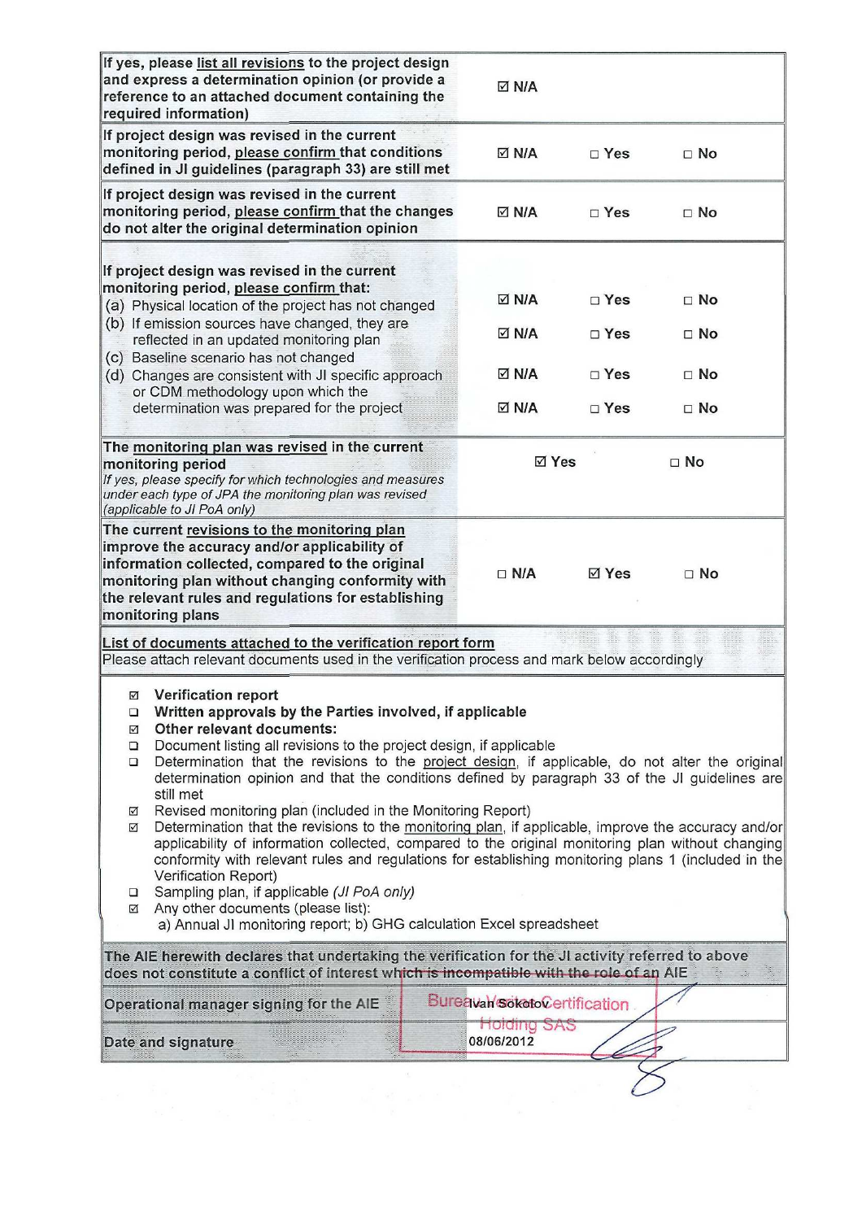| | | | |
|---|---|---|---|
| If yes, please list all revisions to the project design and express a determination opinion (or provide a reference to an attached document containing the required information) | ☑ N/A | | |
| If project design was revised in the current monitoring period, please confirm that conditions defined in JI guidelines (paragraph 33) are still met | ☑ N/A | □ Yes | □ No |
| If project design was revised in the current monitoring period, please confirm that the changes do not alter the original determination opinion | ☑ N/A | □ Yes | □ No |
| If project design was revised in the current monitoring period, please confirm that: | | | |
| (a) Physical location of the project has not changed | ☑ N/A | □ Yes | □ No |
| (b) If emission sources have changed, they are reflected in an updated monitoring plan | ☑ N/A | □ Yes | □ No |
| (c) Baseline scenario has not changed | ☑ N/A | □ Yes | □ No |
| (d) Changes are consistent with JI specific approach or CDM methodology upon which the determination was prepared for the project | ☑ N/A | □ Yes | □ No |
| The monitoring plan was revised in the current monitoring period<br>*If yes, please specify for which technologies and measures under each type of JPA the monitoring plan was revised (applicable to JI PoA only)* | ☑ Yes | | □ No |
| The current revisions to the monitoring plan improve the accuracy and/or applicability of information collected, compared to the original monitoring plan without changing conformity with the relevant rules and regulations for establishing monitoring plans | □ N/A | ☑ Yes | □ No |

**List of documents attached to the verification report form**
Please attach relevant documents used in the verification process and mark below accordingly

- ☑ **Verification report**
- □ **Written approvals by the Parties involved, if applicable**
- ☑ **Other relevant documents:**
- □ Document listing all revisions to the project design, if applicable
- □ Determination that the revisions to the project design, if applicable, do not alter the original determination opinion and that the conditions defined by paragraph 33 of the JI guidelines are still met
- ☑ Revised monitoring plan (included in the Monitoring Report)
- ☑ Determination that the revisions to the monitoring plan, if applicable, improve the accuracy and/or applicability of information collected, compared to the original monitoring plan without changing conformity with relevant rules and regulations for establishing monitoring plans 1 (included in the Verification Report)
- □ Sampling plan, if applicable *(JI PoA only)*
- ☑ Any other documents (please list):
  a) Annual JI monitoring report; b) GHG calculation Excel spreadsheet

**The AIE herewith declares that undertaking the verification for the JI activity referred to above does not constitute a conflict of interest which is incompatible with the role of an AIE**

| | |
|---|---|
| **Operational manager signing for the AIE** | Ivan Sokolov |
| **Date and signature** | 08/06/2012 |

Bureau Veritas Certification Holding SAS